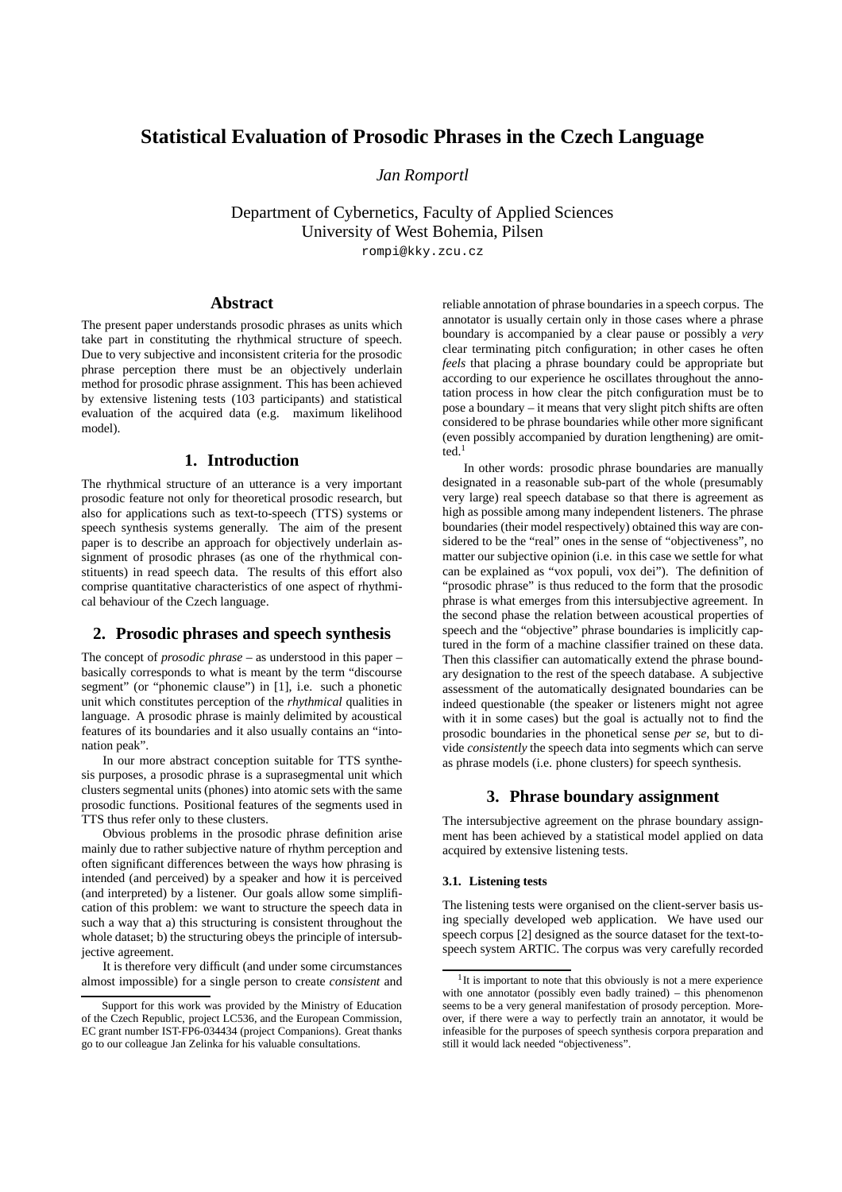# Statistical Evaluation of Prosodic Phrases in the Czech Language

*Jan Romportl*

Department of Cybernetics, Faculty of Applied Sciences
University of West Bohemia, Pilsen
rompi@kky.zcu.cz

## Abstract

The present paper understands prosodic phrases as units which take part in constituting the rhythmical structure of speech. Due to very subjective and inconsistent criteria for the prosodic phrase perception there must be an objectively underlain method for prosodic phrase assignment. This has been achieved by extensive listening tests (103 participants) and statistical evaluation of the acquired data (e.g. maximum likelihood model).

## 1. Introduction

The rhythmical structure of an utterance is a very important prosodic feature not only for theoretical prosodic research, but also for applications such as text-to-speech (TTS) systems or speech synthesis systems generally. The aim of the present paper is to describe an approach for objectively underlain assignment of prosodic phrases (as one of the rhythmical constituents) in read speech data. The results of this effort also comprise quantitative characteristics of one aspect of rhythmical behaviour of the Czech language.

## 2. Prosodic phrases and speech synthesis

The concept of *prosodic phrase* – as understood in this paper – basically corresponds to what is meant by the term "discourse segment" (or "phonemic clause") in [1], i.e. such a phonetic unit which constitutes perception of the *rhythmical* qualities in language. A prosodic phrase is mainly delimited by acoustical features of its boundaries and it also usually contains an "intonation peak".

In our more abstract conception suitable for TTS synthesis purposes, a prosodic phrase is a suprasegmental unit which clusters segmental units (phones) into atomic sets with the same prosodic functions. Positional features of the segments used in TTS thus refer only to these clusters.

Obvious problems in the prosodic phrase definition arise mainly due to rather subjective nature of rhythm perception and often significant differences between the ways how phrasing is intended (and perceived) by a speaker and how it is perceived (and interpreted) by a listener. Our goals allow some simplification of this problem: we want to structure the speech data in such a way that a) this structuring is consistent throughout the whole dataset; b) the structuring obeys the principle of intersubjective agreement.

It is therefore very difficult (and under some circumstances almost impossible) for a single person to create *consistent* and reliable annotation of phrase boundaries in a speech corpus. The annotator is usually certain only in those cases where a phrase boundary is accompanied by a clear pause or possibly a *very* clear terminating pitch configuration; in other cases he often *feels* that placing a phrase boundary could be appropriate but according to our experience he oscillates throughout the annotation process in how clear the pitch configuration must be to pose a boundary – it means that very slight pitch shifts are often considered to be phrase boundaries while other more significant (even possibly accompanied by duration lengthening) are omitted.[1]

In other words: prosodic phrase boundaries are manually designated in a reasonable sub-part of the whole (presumably very large) real speech database so that there is agreement as high as possible among many independent listeners. The phrase boundaries (their model respectively) obtained this way are considered to be the "real" ones in the sense of "objectiveness", no matter our subjective opinion (i.e. in this case we settle for what can be explained as "vox populi, vox dei"). The definition of "prosodic phrase" is thus reduced to the form that the prosodic phrase is what emerges from this intersubjective agreement. In the second phase the relation between acoustical properties of speech and the "objective" phrase boundaries is implicitly captured in the form of a machine classifier trained on these data. Then this classifier can automatically extend the phrase boundary designation to the rest of the speech database. A subjective assessment of the automatically designated boundaries can be indeed questionable (the speaker or listeners might not agree with it in some cases) but the goal is actually not to find the prosodic boundaries in the phonetical sense *per se*, but to divide *consistently* the speech data into segments which can serve as phrase models (i.e. phone clusters) for speech synthesis.

## 3. Phrase boundary assignment

The intersubjective agreement on the phrase boundary assignment has been achieved by a statistical model applied on data acquired by extensive listening tests.

### 3.1. Listening tests

The listening tests were organised on the client-server basis using specially developed web application. We have used our speech corpus [2] designed as the source dataset for the text-to-speech system ARTIC. The corpus was very carefully recorded

---

Support for this work was provided by the Ministry of Education of the Czech Republic, project LC536, and the European Commission, EC grant number IST-FP6-034434 (project Companions). Great thanks go to our colleague Jan Zelinka for his valuable consultations.

[1] It is important to note that this obviously is not a mere experience with one annotator (possibly even badly trained) – this phenomenon seems to be a very general manifestation of prosody perception. Moreover, if there were a way to perfectly train an annotator, it would be infeasible for the purposes of speech synthesis corpora preparation and still it would lack needed "objectiveness".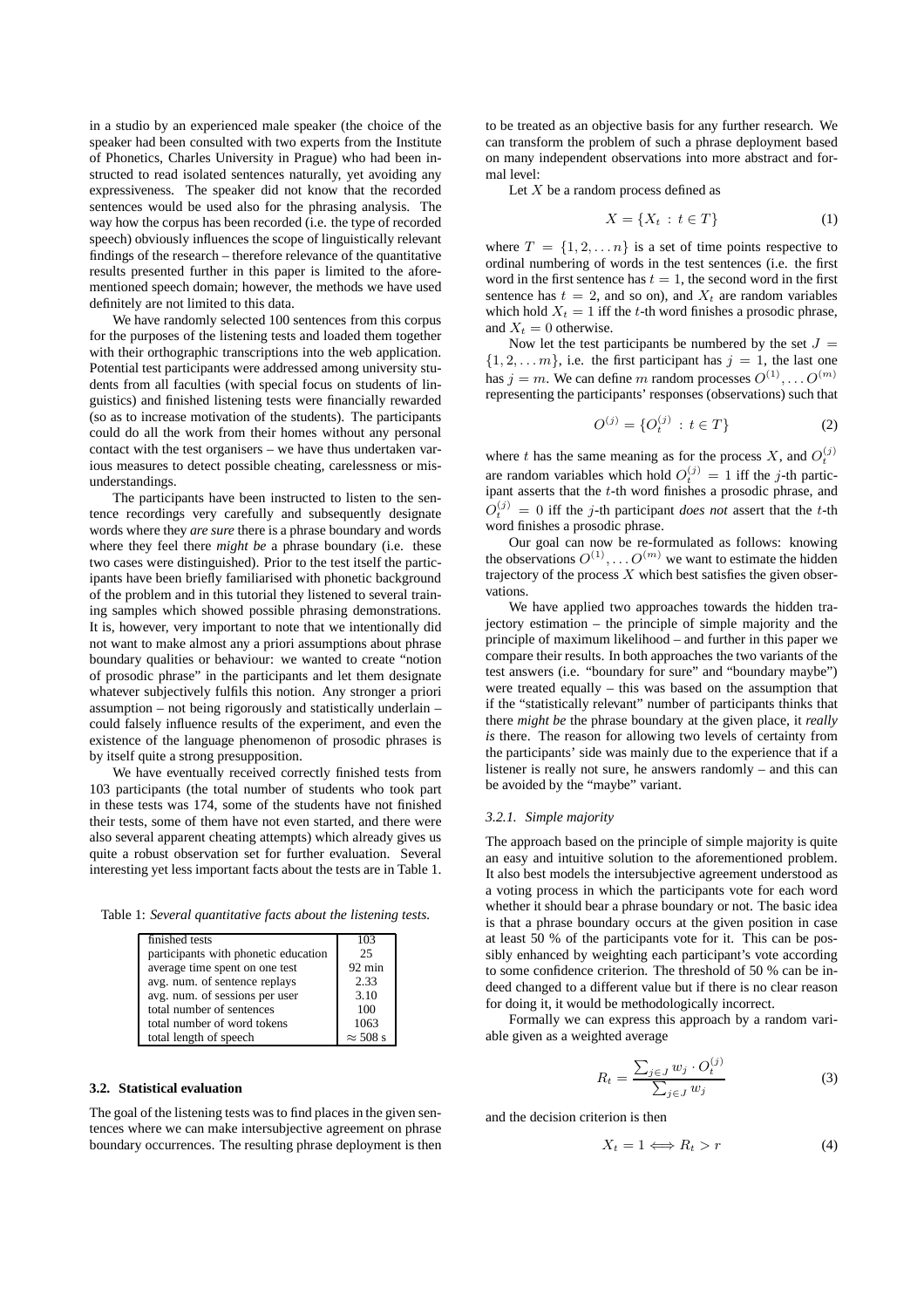in a studio by an experienced male speaker (the choice of the speaker had been consulted with two experts from the Institute of Phonetics, Charles University in Prague) who had been instructed to read isolated sentences naturally, yet avoiding any expressiveness. The speaker did not know that the recorded sentences would be used also for the phrasing analysis. The way how the corpus has been recorded (i.e. the type of recorded speech) obviously influences the scope of linguistically relevant findings of the research – therefore relevance of the quantitative results presented further in this paper is limited to the aforementioned speech domain; however, the methods we have used definitely are not limited to this data.

We have randomly selected 100 sentences from this corpus for the purposes of the listening tests and loaded them together with their orthographic transcriptions into the web application. Potential test participants were addressed among university students from all faculties (with special focus on students of linguistics) and finished listening tests were financially rewarded (so as to increase motivation of the students). The participants could do all the work from their homes without any personal contact with the test organisers – we have thus undertaken various measures to detect possible cheating, carelessness or misunderstandings.

The participants have been instructed to listen to the sentence recordings very carefully and subsequently designate words where they *are sure* there is a phrase boundary and words where they feel there *might be* a phrase boundary (i.e. these two cases were distinguished). Prior to the test itself the participants have been briefly familiarised with phonetic background of the problem and in this tutorial they listened to several training samples which showed possible phrasing demonstrations. It is, however, very important to note that we intentionally did not want to make almost any a priori assumptions about phrase boundary qualities or behaviour: we wanted to create "notion of prosodic phrase" in the participants and let them designate whatever subjectively fulfils this notion. Any stronger a priori assumption – not being rigorously and statistically underlain – could falsely influence results of the experiment, and even the existence of the language phenomenon of prosodic phrases is by itself quite a strong presupposition.

We have eventually received correctly finished tests from 103 participants (the total number of students who took part in these tests was 174, some of the students have not finished their tests, some of them have not even started, and there were also several apparent cheating attempts) which already gives us quite a robust observation set for further evaluation. Several interesting yet less important facts about the tests are in Table 1.

Table 1: *Several quantitative facts about the listening tests.*

| | |
|---|---|
| finished tests | 103 |
| participants with phonetic education | 25 |
| average time spent on one test | 92 min |
| avg. num. of sentence replays | 2.33 |
| avg. num. of sessions per user | 3.10 |
| total number of sentences | 100 |
| total number of word tokens | 1063 |
| total length of speech | $\approx 508$ s |

### 3.2. Statistical evaluation

The goal of the listening tests was to find places in the given sentences where we can make intersubjective agreement on phrase boundary occurrences. The resulting phrase deployment is then to be treated as an objective basis for any further research. We can transform the problem of such a phrase deployment based on many independent observations into more abstract and formal level:

Let $X$ be a random process defined as

$$X = \{X_t \,:\, t \in T\} \tag{1}$$

where $T = \{1, 2, \ldots n\}$ is a set of time points respective to ordinal numbering of words in the test sentences (i.e. the first word in the first sentence has $t = 1$, the second word in the first sentence has $t = 2$, and so on), and $X_t$ are random variables which hold $X_t = 1$ iff the $t$-th word finishes a prosodic phrase, and $X_t = 0$ otherwise.

Now let the test participants be numbered by the set $J = \{1, 2, \ldots m\}$, i.e. the first participant has $j = 1$, the last one has $j = m$. We can define $m$ random processes $O^{(1)}, \ldots O^{(m)}$ representing the participants' responses (observations) such that

$$O^{(j)} = \{O_t^{(j)} \,:\, t \in T\} \tag{2}$$

where $t$ has the same meaning as for the process $X$, and $O_t^{(j)}$ are random variables which hold $O_t^{(j)} = 1$ iff the $j$-th participant asserts that the $t$-th word finishes a prosodic phrase, and $O_t^{(j)} = 0$ iff the $j$-th participant *does not* assert that the $t$-th word finishes a prosodic phrase.

Our goal can now be re-formulated as follows: knowing the observations $O^{(1)}, \ldots O^{(m)}$ we want to estimate the hidden trajectory of the process $X$ which best satisfies the given observations.

We have applied two approaches towards the hidden trajectory estimation – the principle of simple majority and the principle of maximum likelihood – and further in this paper we compare their results. In both approaches the two variants of the test answers (i.e. "boundary for sure" and "boundary maybe") were treated equally – this was based on the assumption that if the "statistically relevant" number of participants thinks that there *might be* the phrase boundary at the given place, it *really is* there. The reason for allowing two levels of certainty from the participants' side was mainly due to the experience that if a listener is really not sure, he answers randomly – and this can be avoided by the "maybe" variant.

#### 3.2.1. Simple majority

The approach based on the principle of simple majority is quite an easy and intuitive solution to the aforementioned problem. It also best models the intersubjective agreement understood as a voting process in which the participants vote for each word whether it should bear a phrase boundary or not. The basic idea is that a phrase boundary occurs at the given position in case at least 50 % of the participants vote for it. This can be possibly enhanced by weighting each participant's vote according to some confidence criterion. The threshold of 50 % can be indeed changed to a different value but if there is no clear reason for doing it, it would be methodologically incorrect.

Formally we can express this approach by a random variable given as a weighted average

$$R_t = \frac{\sum_{j \in J} w_j \cdot O_t^{(j)}}{\sum_{j \in J} w_j} \tag{3}$$

and the decision criterion is then

$$X_t = 1 \iff R_t > r \tag{4}$$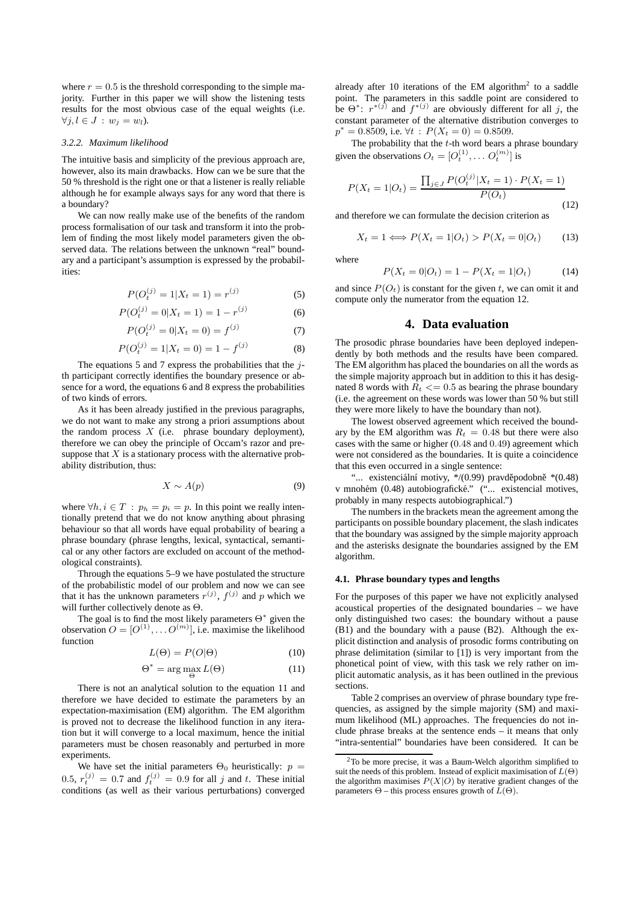where $r = 0.5$ is the threshold corresponding to the simple majority. Further in this paper we will show the listening tests results for the most obvious case of the equal weights (i.e. $\forall j, l \in J : w_j = w_l$).

#### 3.2.2. Maximum likelihood

The intuitive basis and simplicity of the previous approach are, however, also its main drawbacks. How can we be sure that the 50 % threshold is the right one or that a listener is really reliable although he for example always says for any word that there is a boundary?

We can now really make use of the benefits of the random process formalisation of our task and transform it into the problem of finding the most likely model parameters given the observed data. The relations between the unknown "real" boundary and a participant's assumption is expressed by the probabilities:

$$P(O_t^{(j)} = 1 | X_t = 1) = r^{(j)} \tag{5}$$

$$P(O_t^{(j)} = 0 | X_t = 1) = 1 - r^{(j)} \tag{6}$$

$$P(O_t^{(j)} = 0 | X_t = 0) = f^{(j)} \tag{7}$$

$$P(O_t^{(j)} = 1 | X_t = 0) = 1 - f^{(j)} \tag{8}$$

The equations 5 and 7 express the probabilities that the $j$-th participant correctly identifies the boundary presence or absence for a word, the equations 6 and 8 express the probabilities of two kinds of errors.

As it has been already justified in the previous paragraphs, we do not want to make any strong a priori assumptions about the random process $X$ (i.e. phrase boundary deployment), therefore we can obey the principle of Occam's razor and presuppose that $X$ is a stationary process with the alternative probability distribution, thus:

$$X \sim A(p) \tag{9}$$

where $\forall h, i \in T : p_h = p_i = p$. In this point we really intentionally pretend that we do not know anything about phrasing behaviour so that all words have equal probability of bearing a phrase boundary (phrase lengths, lexical, syntactical, semantical or any other factors are excluded on account of the methodological constraints).

Through the equations 5–9 we have postulated the structure of the probabilistic model of our problem and now we can see that it has the unknown parameters $r^{(j)}$, $f^{(j)}$ and $p$ which we will further collectively denote as $\Theta$.

The goal is to find the most likely parameters $\Theta^*$ given the observation $O = [O^{(1)}, \dots O^{(m)}]$, i.e. maximise the likelihood function

$$L(\Theta) = P(O|\Theta) \tag{10}$$

$$\Theta^* = \arg\max_{\Theta} L(\Theta) \tag{11}$$

There is not an analytical solution to the equation 11 and therefore we have decided to estimate the parameters by an expectation-maximisation (EM) algorithm. The EM algorithm is proved not to decrease the likelihood function in any iteration but it will converge to a local maximum, hence the initial parameters must be chosen reasonably and perturbed in more experiments.

We have set the initial parameters $\Theta_0$ heuristically: $p = 0.5$, $r_t^{(j)} = 0.7$ and $f_t^{(j)} = 0.9$ for all $j$ and $t$. These initial conditions (as well as their various perturbations) converged already after 10 iterations of the EM algorithm[2] to a saddle point. The parameters in this saddle point are considered to be $\Theta^*$: $r^{*(j)}$ and $f^{*(j)}$ are obviously different for all $j$, the constant parameter of the alternative distribution converges to $p^* = 0.8509$, i.e. $\forall t : P(X_t = 0) = 0.8509$.

The probability that the $t$-th word bears a phrase boundary given the observations $O_t = [O_t^{(1)}, \dots O_t^{(m)}]$ is

$$P(X_t = 1 | O_t) = \frac{\prod_{j \in J} P(O_t^{(j)} | X_t = 1) \cdot P(X_t = 1)}{P(O_t)} \tag{12}$$

and therefore we can formulate the decision criterion as

$$X_t = 1 \Longleftrightarrow P(X_t = 1 | O_t) > P(X_t = 0 | O_t) \tag{13}$$

where

$$P(X_t = 0 | O_t) = 1 - P(X_t = 1 | O_t) \tag{14}$$

and since $P(O_t)$ is constant for the given $t$, we can omit it and compute only the numerator from the equation 12.

## 4. Data evaluation

The prosodic phrase boundaries have been deployed independently by both methods and the results have been compared. The EM algorithm has placed the boundaries on all the words as the simple majority approach but in addition to this it has designated 8 words with $R_t <= 0.5$ as bearing the phrase boundary (i.e. the agreement on these words was lower than 50 % but still they were more likely to have the boundary than not).

The lowest observed agreement which received the boundary by the EM algorithm was $R_t = 0.48$ but there were also cases with the same or higher ($0.48$ and $0.49$) agreement which were not considered as the boundaries. It is quite a coincidence that this even occurred in a single sentence:

"... existenciální motivy, */(0.99) pravděpodobně *(0.48) v mnohém (0.48) autobiografické." ("... existencial motives, probably in many respects autobiographical.")

The numbers in the brackets mean the agreement among the participants on possible boundary placement, the slash indicates that the boundary was assigned by the simple majority approach and the asterisks designate the boundaries assigned by the EM algorithm.

### 4.1. Phrase boundary types and lengths

For the purposes of this paper we have not explicitly analysed acoustical properties of the designated boundaries – we have only distinguished two cases: the boundary without a pause (B1) and the boundary with a pause (B2). Although the explicit distinction and analysis of prosodic forms contributing on phrase delimitation (similar to [1]) is very important from the phonetical point of view, with this task we rely rather on implicit automatic analysis, as it has been outlined in the previous sections.

Table 2 comprises an overview of phrase boundary type frequencies, as assigned by the simple majority (SM) and maximum likelihood (ML) approaches. The frequencies do not include phrase breaks at the sentence ends – it means that only "intra-sentential" boundaries have been considered. It can be

[2] To be more precise, it was a Baum-Welch algorithm simplified to suit the needs of this problem. Instead of explicit maximisation of $L(\Theta)$ the algorithm maximises $P(X|O)$ by iterative gradient changes of the parameters $\Theta$ – this process ensures growth of $L(\Theta)$.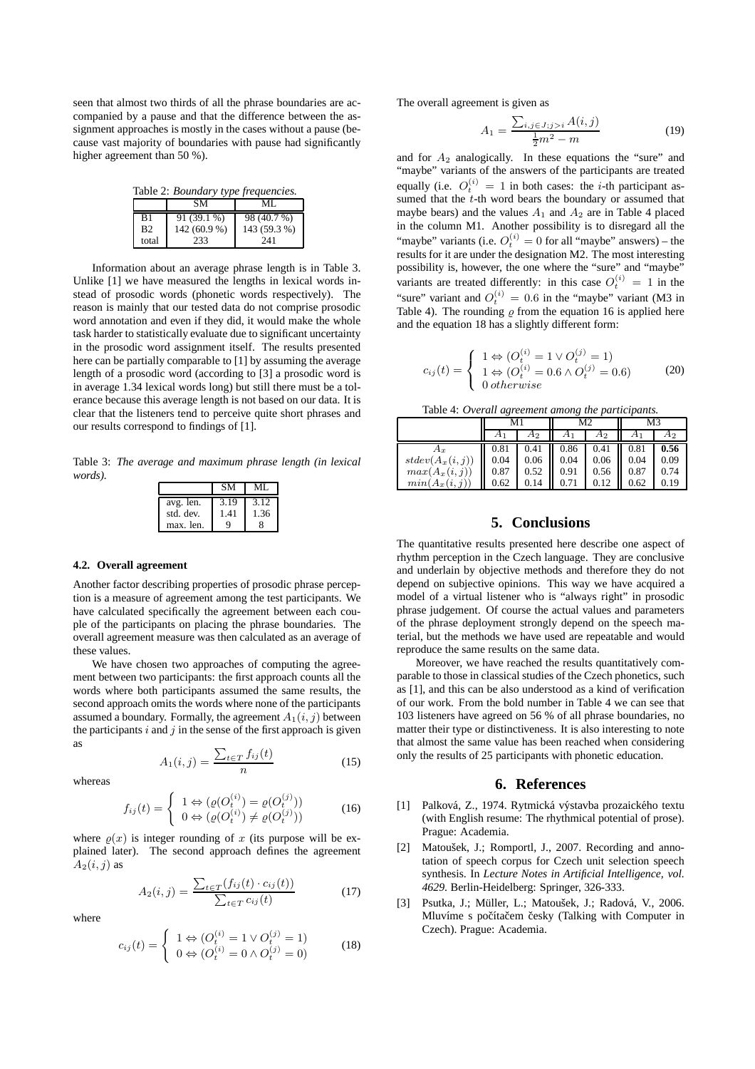seen that almost two thirds of all the phrase boundaries are accompanied by a pause and that the difference between the assignment approaches is mostly in the cases without a pause (because vast majority of boundaries with pause had significantly higher agreement than 50 %).

Table 2: *Boundary type frequencies.*

| | SM | ML |
|---|---|---|
| B1 | 91 (39.1 %) | 98 (40.7 %) |
| B2 | 142 (60.9 %) | 143 (59.3 %) |
| total | 233 | 241 |

Information about an average phrase length is in Table 3. Unlike [1] we have measured the lengths in lexical words instead of prosodic words (phonetic words respectively). The reason is mainly that our tested data do not comprise prosodic word annotation and even if they did, it would make the whole task harder to statistically evaluate due to significant uncertainty in the prosodic word assignment itself. The results presented here can be partially comparable to [1] by assuming the average length of a prosodic word (according to [3] a prosodic word is in average 1.34 lexical words long) but still there must be a tolerance because this average length is not based on our data. It is clear that the listeners tend to perceive quite short phrases and our results correspond to findings of [1].

Table 3: *The average and maximum phrase length (in lexical words).*

| | SM | ML |
|---|---|---|
| avg. len. | 3.19 | 3.12 |
| std. dev. | 1.41 | 1.36 |
| max. len. | 9 | 8 |

### 4.2. Overall agreement

Another factor describing properties of prosodic phrase perception is a measure of agreement among the test participants. We have calculated specifically the agreement between each couple of the participants on placing the phrase boundaries. The overall agreement measure was then calculated as an average of these values.

We have chosen two approaches of computing the agreement between two participants: the first approach counts all the words where both participants assumed the same results, the second approach omits the words where none of the participants assumed a boundary. Formally, the agreement $A_1(i,j)$ between the participants $i$ and $j$ in the sense of the first approach is given as

$$A_1(i,j) = \frac{\sum_{t \in T} f_{ij}(t)}{n} \tag{15}$$

whereas

$$f_{ij}(t) = \begin{cases} 1 \Leftrightarrow (\varrho(O_t^{(i)}) = \varrho(O_t^{(j)})) \\ 0 \Leftrightarrow (\varrho(O_t^{(i)}) \neq \varrho(O_t^{(j)})) \end{cases} \tag{16}$$

where $\varrho(x)$ is integer rounding of $x$ (its purpose will be explained later). The second approach defines the agreement $A_2(i,j)$ as

$$A_2(i,j) = \frac{\sum_{t \in T} (f_{ij}(t) \cdot c_{ij}(t))}{\sum_{t \in T} c_{ij}(t)} \tag{17}$$

where

$$c_{ij}(t) = \begin{cases} 1 \Leftrightarrow (O_t^{(i)} = 1 \vee O_t^{(j)} = 1) \\ 0 \Leftrightarrow (O_t^{(i)} = 0 \wedge O_t^{(j)} = 0) \end{cases} \tag{18}$$

The overall agreement is given as

$$A_1 = \frac{\sum_{i,j \in J; j>i} A(i,j)}{\frac{1}{2}m^2 - m} \tag{19}$$

and for $A_2$ analogically. In these equations the "sure" and "maybe" variants of the answers of the participants are treated equally (i.e. $O_t^{(i)} = 1$ in both cases: the $i$-th participant assumed that the $t$-th word bears the boundary or assumed that maybe bears) and the values $A_1$ and $A_2$ are in Table 4 placed in the column M1. Another possibility is to disregard all the "maybe" variants (i.e. $O_t^{(i)} = 0$ for all "maybe" answers) – the results for it are under the designation M2. The most interesting possibility is, however, the one where the "sure" and "maybe" variants are treated differently: in this case $O_t^{(i)} = 1$ in the "sure" variant and $O_t^{(i)} = 0.6$ in the "maybe" variant (M3 in Table 4). The rounding $\varrho$ from the equation 16 is applied here and the equation 18 has a slightly different form:

$$c_{ij}(t) = \begin{cases} 1 \Leftrightarrow (O_t^{(i)} = 1 \vee O_t^{(j)} = 1) \\ 1 \Leftrightarrow (O_t^{(i)} = 0.6 \wedge O_t^{(j)} = 0.6) \\ 0 \; otherwise \end{cases} \tag{20}$$

Table 4: *Overall agreement among the participants.*

| | M1 | | M2 | | M3 | |
|---|---|---|---|---|---|---|
| | $A_1$ | $A_2$ | $A_1$ | $A_2$ | $A_1$ | $A_2$ |
| $A_x$ | 0.81 | 0.41 | 0.86 | 0.41 | 0.81 | **0.56** |
| $stdev(A_x(i,j))$ | 0.04 | 0.06 | 0.04 | 0.06 | 0.04 | 0.09 |
| $max(A_x(i,j))$ | 0.87 | 0.52 | 0.91 | 0.56 | 0.87 | 0.74 |
| $min(A_x(i,j))$ | 0.62 | 0.14 | 0.71 | 0.12 | 0.62 | 0.19 |

## 5. Conclusions

The quantitative results presented here describe one aspect of rhythm perception in the Czech language. They are conclusive and underlain by objective methods and therefore they do not depend on subjective opinions. This way we have acquired a model of a virtual listener who is "always right" in prosodic phrase judgement. Of course the actual values and parameters of the phrase deployment strongly depend on the speech material, but the methods we have used are repeatable and would reproduce the same results on the same data.

Moreover, we have reached the results quantitatively comparable to those in classical studies of the Czech phonetics, such as [1], and this can be also understood as a kind of verification of our work. From the bold number in Table 4 we can see that 103 listeners have agreed on 56 % of all phrase boundaries, no matter their type or distinctiveness. It is also interesting to note that almost the same value has been reached when considering only the results of 25 participants with phonetic education.

## 6. References

[1] Palková, Z., 1974. Rytmická výstavba prozaického textu (with English resume: The rhythmical potential of prose). Prague: Academia.

[2] Matoušek, J.; Romportl, J., 2007. Recording and annotation of speech corpus for Czech unit selection speech synthesis. In *Lecture Notes in Artificial Intelligence, vol. 4629*. Berlin-Heidelberg: Springer, 326-333.

[3] Psutka, J.; Müller, L.; Matoušek, J.; Radová, V., 2006. Mluvíme s počítačem česky (Talking with Computer in Czech). Prague: Academia.